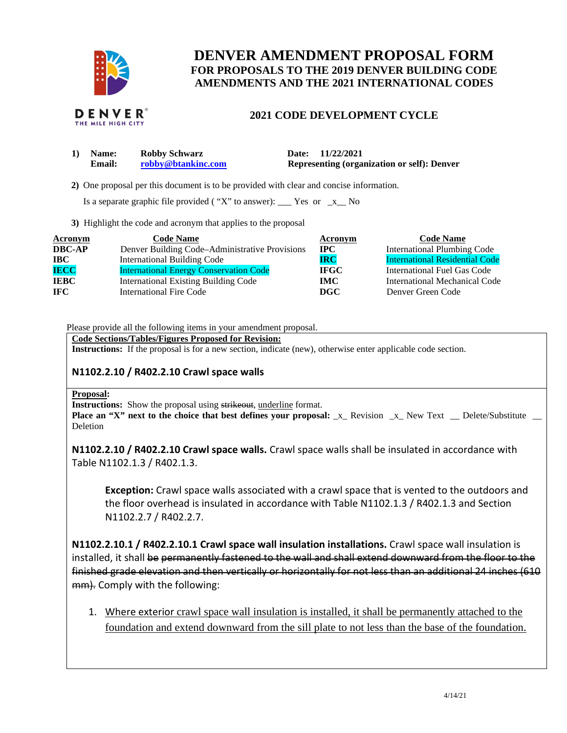# DENVER AMENDMENT PROPOSAL FORM
## FOR PROPOSALS TO THE 2019 DENVER BUILDING CODE AMENDMENTS AND THE 2021 INTERNATIONAL CODES

### 2021 CODE DEVELOPMENT CYCLE

**1) Name:** Robby Schwarz **Date:** 11/22/2021
**Email:** robby@btankinc.com **Representing (organization or self): Denver**

**2)** One proposal per this document is to be provided with clear and concise information.

Is a separate graphic file provided ( "X" to answer): ___ Yes or _x__ No

**3)** Highlight the code and acronym that applies to the proposal

| Acronym | Code Name | Acronym | Code Name |
|---|---|---|---|
| **DBC-AP** | Denver Building Code–Administrative Provisions | **IPC** | International Plumbing Code |
| **IBC** | International Building Code | **IRC** | International Residential Code |
| **IECC** | International Energy Conservation Code | **IFGC** | International Fuel Gas Code |
| **IEBC** | International Existing Building Code | **IMC** | International Mechanical Code |
| **IFC** | International Fire Code | **DGC** | Denver Green Code |

Please provide all the following items in your amendment proposal.

**Code Sections/Tables/Figures Proposed for Revision:**
**Instructions:** If the proposal is for a new section, indicate (new), otherwise enter applicable code section.

**N1102.2.10 / R402.2.10 Crawl space walls**

**Proposal:**
**Instructions:** Show the proposal using ~~strikeout~~, <u>underline</u> format.
**Place an "X" next to the choice that best defines your proposal:** _x_ Revision _x_ New Text __ Delete/Substitute __ Deletion

**N1102.2.10 / R402.2.10 Crawl space walls.** Crawl space walls shall be insulated in accordance with Table N1102.1.3 / R402.1.3.

> **Exception:** Crawl space walls associated with a crawl space that is vented to the outdoors and the floor overhead is insulated in accordance with Table N1102.1.3 / R402.1.3 and Section N1102.2.7 / R402.2.7.

**N1102.2.10.1 / R402.2.10.1 Crawl space wall insulation installations.** Crawl space wall insulation is installed, it shall ~~be permanently fastened to the wall and shall extend downward from the floor to the finished grade elevation and then vertically or horizontally for not less than an additional 24 inches (610 mm).~~ Comply with the following:

1. <u>Where exterior crawl space wall insulation is installed, it shall be permanently attached to the foundation and extend downward from the sill plate to not less than the base of the foundation.</u>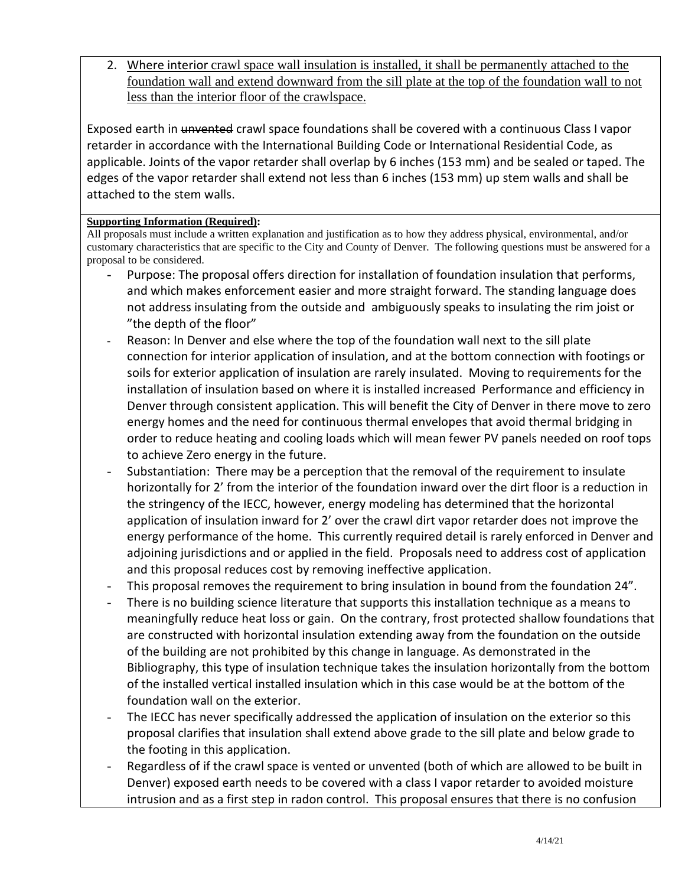2. <u>Where interior crawl space wall insulation is installed, it shall be permanently attached to the foundation wall and extend downward from the sill plate at the top of the foundation wall to not less than the interior floor of the crawlspace.</u>

Exposed earth in ~~unvented~~ crawl space foundations shall be covered with a continuous Class I vapor retarder in accordance with the International Building Code or International Residential Code, as applicable. Joints of the vapor retarder shall overlap by 6 inches (153 mm) and be sealed or taped. The edges of the vapor retarder shall extend not less than 6 inches (153 mm) up stem walls and shall be attached to the stem walls.

**Supporting Information (Required):**

All proposals must include a written explanation and justification as to how they address physical, environmental, and/or customary characteristics that are specific to the City and County of Denver. The following questions must be answered for a proposal to be considered.

- Purpose: The proposal offers direction for installation of foundation insulation that performs, and which makes enforcement easier and more straight forward. The standing language does not address insulating from the outside and ambiguously speaks to insulating the rim joist or "the depth of the floor"
- Reason: In Denver and else where the top of the foundation wall next to the sill plate connection for interior application of insulation, and at the bottom connection with footings or soils for exterior application of insulation are rarely insulated. Moving to requirements for the installation of insulation based on where it is installed increased Performance and efficiency in Denver through consistent application. This will benefit the City of Denver in there move to zero energy homes and the need for continuous thermal envelopes that avoid thermal bridging in order to reduce heating and cooling loads which will mean fewer PV panels needed on roof tops to achieve Zero energy in the future.
- Substantiation: There may be a perception that the removal of the requirement to insulate horizontally for 2' from the interior of the foundation inward over the dirt floor is a reduction in the stringency of the IECC, however, energy modeling has determined that the horizontal application of insulation inward for 2' over the crawl dirt vapor retarder does not improve the energy performance of the home. This currently required detail is rarely enforced in Denver and adjoining jurisdictions and or applied in the field. Proposals need to address cost of application and this proposal reduces cost by removing ineffective application.
- This proposal removes the requirement to bring insulation in bound from the foundation 24".
- There is no building science literature that supports this installation technique as a means to meaningfully reduce heat loss or gain. On the contrary, frost protected shallow foundations that are constructed with horizontal insulation extending away from the foundation on the outside of the building are not prohibited by this change in language. As demonstrated in the Bibliography, this type of insulation technique takes the insulation horizontally from the bottom of the installed vertical installed insulation which in this case would be at the bottom of the foundation wall on the exterior.
- The IECC has never specifically addressed the application of insulation on the exterior so this proposal clarifies that insulation shall extend above grade to the sill plate and below grade to the footing in this application.
- Regardless of if the crawl space is vented or unvented (both of which are allowed to be built in Denver) exposed earth needs to be covered with a class I vapor retarder to avoided moisture intrusion and as a first step in radon control. This proposal ensures that there is no confusion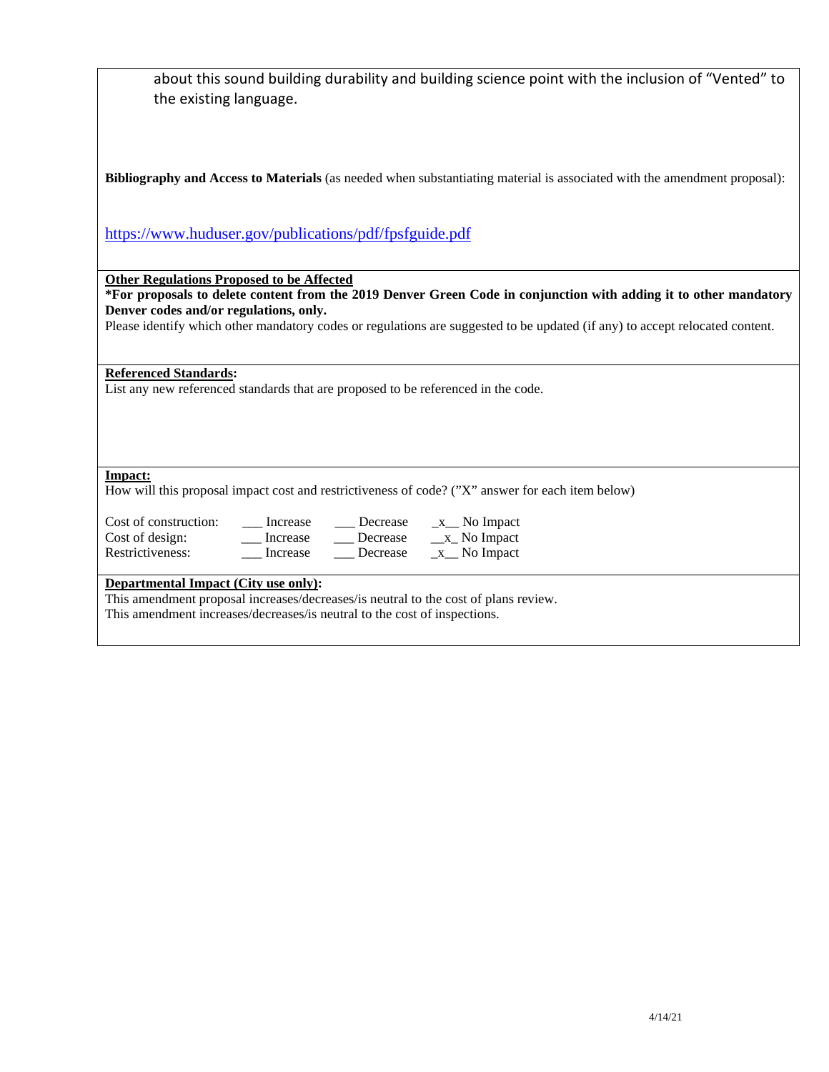about this sound building durability and building science point with the inclusion of "Vented" to the existing language.

**Bibliography and Access to Materials** (as needed when substantiating material is associated with the amendment proposal):

https://www.huduser.gov/publications/pdf/fpsfguide.pdf

**Other Regulations Proposed to be Affected**

**\*For proposals to delete content from the 2019 Denver Green Code in conjunction with adding it to other mandatory Denver codes and/or regulations, only.**

Please identify which other mandatory codes or regulations are suggested to be updated (if any) to accept relocated content.

**Referenced Standards:**

List any new referenced standards that are proposed to be referenced in the code.

**Impact:**

How will this proposal impact cost and restrictiveness of code? ("X" answer for each item below)

| | | | |
|---|---|---|---|
| Cost of construction: | ___ Increase | ___ Decrease | _x__ No Impact |
| Cost of design: | ___ Increase | ___ Decrease | __x_ No Impact |
| Restrictiveness: | ___ Increase | ___ Decrease | _x__ No Impact |

**Departmental Impact (City use only):**

This amendment proposal increases/decreases/is neutral to the cost of plans review.

This amendment increases/decreases/is neutral to the cost of inspections.